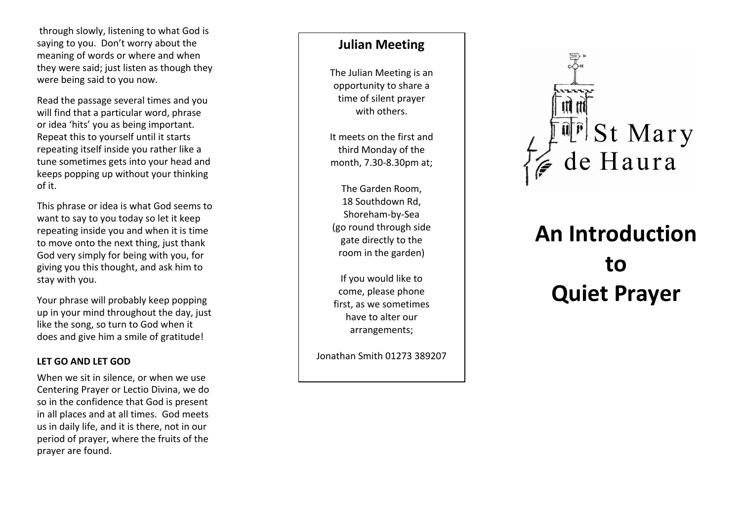through slowly, listening to what God is saying to you. Don't worry about the meaning of words or where and when they were said; just listen as though they were being said to you now.

Read the passage several times and you will find that a particular word, phrase or idea 'hits' you as being important. Repeat this to yourself until it starts repeating itself inside you rather like a tune sometimes gets into your head and keeps popping up without your thinking of it.

This phrase or idea is what God seems to want to say to you today so let it keep repeating inside you and when it is time to move onto the next thing, just thank God very simply for being with you, for giving you this thought, and ask him to stay with you.

Your phrase will probably keep popping up in your mind throughout the day, just like the song, so turn to God when it does and give him a smile of gratitude!

**LET GO AND LET GOD**

When we sit in silence, or when we use Centering Prayer or Lectio Divina, we do so in the confidence that God is present in all places and at all times. God meets us in daily life, and it is there, not in our period of prayer, where the fruits of the prayer are found.

## Julian Meeting

The Julian Meeting is an opportunity to share a time of silent prayer with others.

It meets on the first and third Monday of the month, 7.30-8.30pm at;

The Garden Room,
18 Southdown Rd,
Shoreham-by-Sea
(go round through side gate directly to the room in the garden)

If you would like to come, please phone first, as we sometimes have to alter our arrangements;

Jonathan Smith 01273 389207

St Mary de Haura

# An Introduction to Quiet Prayer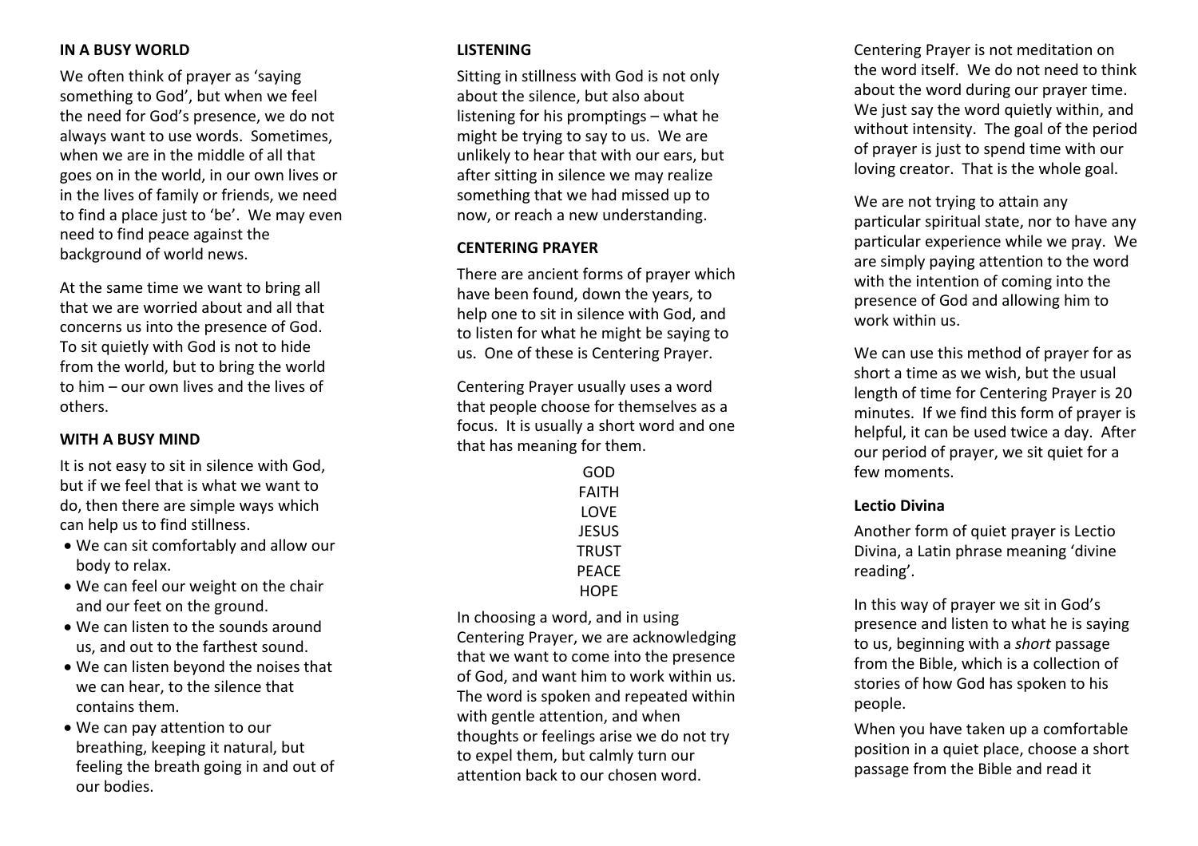## IN A BUSY WORLD

We often think of prayer as 'saying something to God', but when we feel the need for God's presence, we do not always want to use words. Sometimes, when we are in the middle of all that goes on in the world, in our own lives or in the lives of family or friends, we need to find a place just to 'be'. We may even need to find peace against the background of world news.

At the same time we want to bring all that we are worried about and all that concerns us into the presence of God. To sit quietly with God is not to hide from the world, but to bring the world to him – our own lives and the lives of others.

## WITH A BUSY MIND

It is not easy to sit in silence with God, but if we feel that is what we want to do, then there are simple ways which can help us to find stillness.

- We can sit comfortably and allow our body to relax.
- We can feel our weight on the chair and our feet on the ground.
- We can listen to the sounds around us, and out to the farthest sound.
- We can listen beyond the noises that we can hear, to the silence that contains them.
- We can pay attention to our breathing, keeping it natural, but feeling the breath going in and out of our bodies.

## LISTENING

Sitting in stillness with God is not only about the silence, but also about listening for his promptings – what he might be trying to say to us. We are unlikely to hear that with our ears, but after sitting in silence we may realize something that we had missed up to now, or reach a new understanding.

## CENTERING PRAYER

There are ancient forms of prayer which have been found, down the years, to help one to sit in silence with God, and to listen for what he might be saying to us. One of these is Centering Prayer.

Centering Prayer usually uses a word that people choose for themselves as a focus. It is usually a short word and one that has meaning for them.

GOD
FAITH
LOVE
JESUS
TRUST
PEACE
HOPE

In choosing a word, and in using Centering Prayer, we are acknowledging that we want to come into the presence of God, and want him to work within us. The word is spoken and repeated within with gentle attention, and when thoughts or feelings arise we do not try to expel them, but calmly turn our attention back to our chosen word.

Centering Prayer is not meditation on the word itself. We do not need to think about the word during our prayer time. We just say the word quietly within, and without intensity. The goal of the period of prayer is just to spend time with our loving creator. That is the whole goal.

We are not trying to attain any particular spiritual state, nor to have any particular experience while we pray. We are simply paying attention to the word with the intention of coming into the presence of God and allowing him to work within us.

We can use this method of prayer for as short a time as we wish, but the usual length of time for Centering Prayer is 20 minutes. If we find this form of prayer is helpful, it can be used twice a day. After our period of prayer, we sit quiet for a few moments.

## Lectio Divina

Another form of quiet prayer is Lectio Divina, a Latin phrase meaning 'divine reading'.

In this way of prayer we sit in God's presence and listen to what he is saying to us, beginning with a *short* passage from the Bible, which is a collection of stories of how God has spoken to his people.

When you have taken up a comfortable position in a quiet place, choose a short passage from the Bible and read it